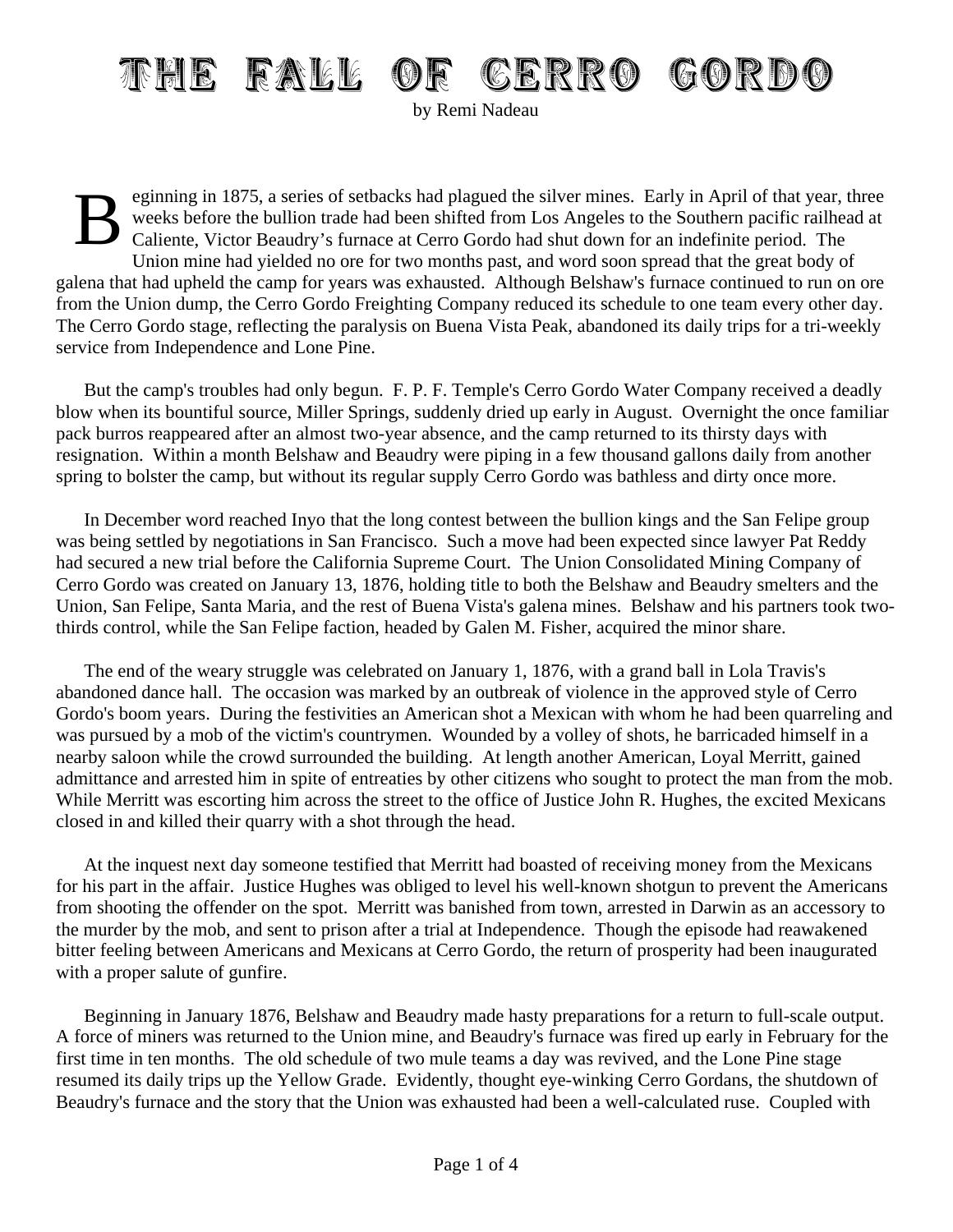# THE FALL OF CERRO GORDO

by Remi Nadeau

Beginning in 1875, a series of setbacks had plagued the silver mines. Early in April of that year, three weeks before the bullion trade had been shifted from Los Angeles to the Southern pacific railhead at Caliente, Victor Beaudry's furnace at Cerro Gordo had shut down for an indefinite period. The Union mine had yielded no ore for two months past, and word soon spread that the great body of galena that had upheld the camp for years was exhausted. Although Belshaw's furnace continued to run on ore from the Union dump, the Cerro Gordo Freighting Company reduced its schedule to one team every other day. The Cerro Gordo stage, reflecting the paralysis on Buena Vista Peak, abandoned its daily trips for a tri-weekly service from Independence and Lone Pine.

But the camp's troubles had only begun. F. P. F. Temple's Cerro Gordo Water Company received a deadly blow when its bountiful source, Miller Springs, suddenly dried up early in August. Overnight the once familiar pack burros reappeared after an almost two-year absence, and the camp returned to its thirsty days with resignation. Within a month Belshaw and Beaudry were piping in a few thousand gallons daily from another spring to bolster the camp, but without its regular supply Cerro Gordo was bathless and dirty once more.

In December word reached Inyo that the long contest between the bullion kings and the San Felipe group was being settled by negotiations in San Francisco. Such a move had been expected since lawyer Pat Reddy had secured a new trial before the California Supreme Court. The Union Consolidated Mining Company of Cerro Gordo was created on January 13, 1876, holding title to both the Belshaw and Beaudry smelters and the Union, San Felipe, Santa Maria, and the rest of Buena Vista's galena mines. Belshaw and his partners took two-thirds control, while the San Felipe faction, headed by Galen M. Fisher, acquired the minor share.

The end of the weary struggle was celebrated on January 1, 1876, with a grand ball in Lola Travis's abandoned dance hall. The occasion was marked by an outbreak of violence in the approved style of Cerro Gordo's boom years. During the festivities an American shot a Mexican with whom he had been quarreling and was pursued by a mob of the victim's countrymen. Wounded by a volley of shots, he barricaded himself in a nearby saloon while the crowd surrounded the building. At length another American, Loyal Merritt, gained admittance and arrested him in spite of entreaties by other citizens who sought to protect the man from the mob. While Merritt was escorting him across the street to the office of Justice John R. Hughes, the excited Mexicans closed in and killed their quarry with a shot through the head.

At the inquest next day someone testified that Merritt had boasted of receiving money from the Mexicans for his part in the affair. Justice Hughes was obliged to level his well-known shotgun to prevent the Americans from shooting the offender on the spot. Merritt was banished from town, arrested in Darwin as an accessory to the murder by the mob, and sent to prison after a trial at Independence. Though the episode had reawakened bitter feeling between Americans and Mexicans at Cerro Gordo, the return of prosperity had been inaugurated with a proper salute of gunfire.

Beginning in January 1876, Belshaw and Beaudry made hasty preparations for a return to full-scale output. A force of miners was returned to the Union mine, and Beaudry's furnace was fired up early in February for the first time in ten months. The old schedule of two mule teams a day was revived, and the Lone Pine stage resumed its daily trips up the Yellow Grade. Evidently, thought eye-winking Cerro Gordans, the shutdown of Beaudry's furnace and the story that the Union was exhausted had been a well-calculated ruse. Coupled with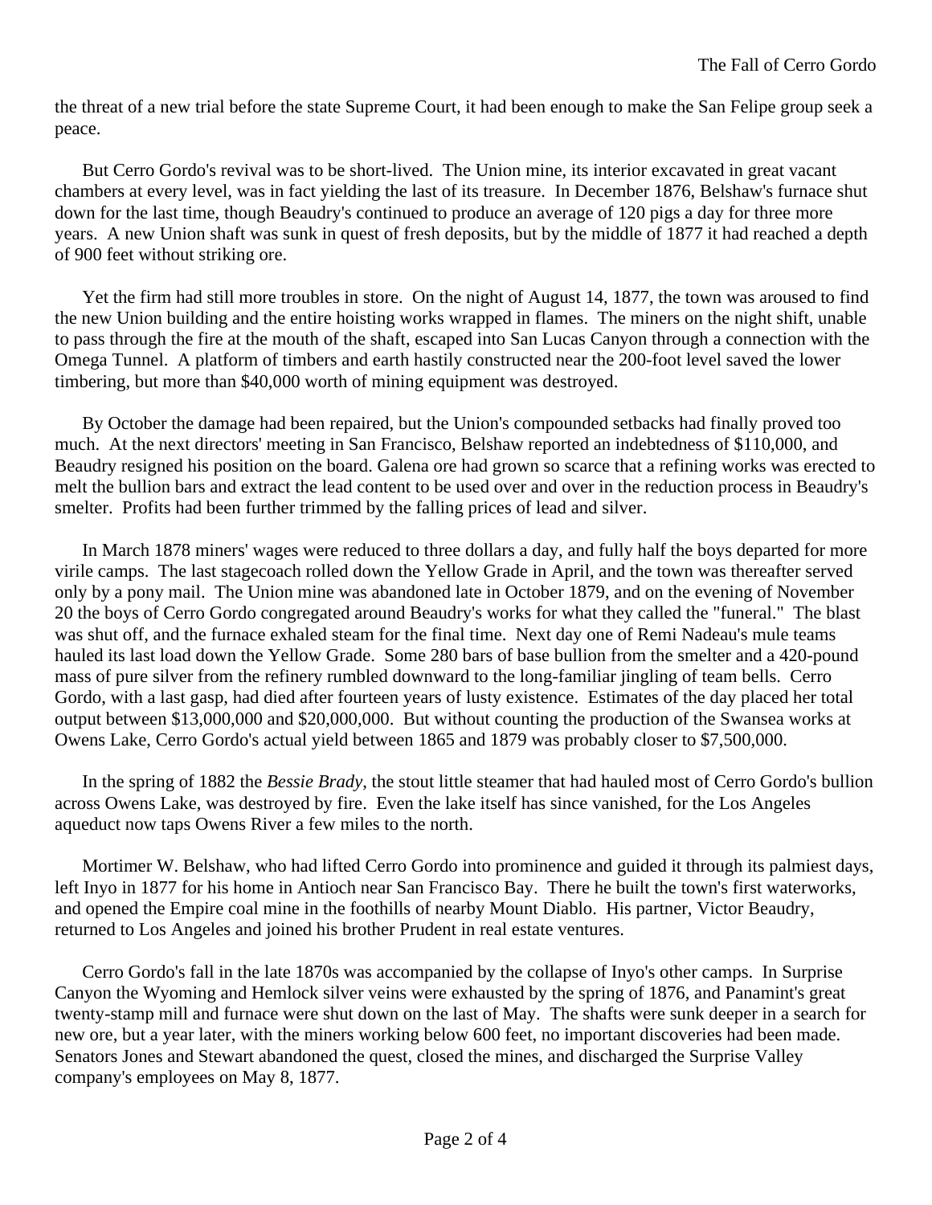the threat of a new trial before the state Supreme Court, it had been enough to make the San Felipe group seek a peace.

But Cerro Gordo's revival was to be short-lived. The Union mine, its interior excavated in great vacant chambers at every level, was in fact yielding the last of its treasure. In December 1876, Belshaw's furnace shut down for the last time, though Beaudry's continued to produce an average of 120 pigs a day for three more years. A new Union shaft was sunk in quest of fresh deposits, but by the middle of 1877 it had reached a depth of 900 feet without striking ore.

Yet the firm had still more troubles in store. On the night of August 14, 1877, the town was aroused to find the new Union building and the entire hoisting works wrapped in flames. The miners on the night shift, unable to pass through the fire at the mouth of the shaft, escaped into San Lucas Canyon through a connection with the Omega Tunnel. A platform of timbers and earth hastily constructed near the 200-foot level saved the lower timbering, but more than $40,000 worth of mining equipment was destroyed.

By October the damage had been repaired, but the Union's compounded setbacks had finally proved too much. At the next directors' meeting in San Francisco, Belshaw reported an indebtedness of $110,000, and Beaudry resigned his position on the board. Galena ore had grown so scarce that a refining works was erected to melt the bullion bars and extract the lead content to be used over and over in the reduction process in Beaudry's smelter. Profits had been further trimmed by the falling prices of lead and silver.

In March 1878 miners' wages were reduced to three dollars a day, and fully half the boys departed for more virile camps. The last stagecoach rolled down the Yellow Grade in April, and the town was thereafter served only by a pony mail. The Union mine was abandoned late in October 1879, and on the evening of November 20 the boys of Cerro Gordo congregated around Beaudry's works for what they called the "funeral." The blast was shut off, and the furnace exhaled steam for the final time. Next day one of Remi Nadeau's mule teams hauled its last load down the Yellow Grade. Some 280 bars of base bullion from the smelter and a 420-pound mass of pure silver from the refinery rumbled downward to the long-familiar jingling of team bells. Cerro Gordo, with a last gasp, had died after fourteen years of lusty existence. Estimates of the day placed her total output between $13,000,000 and $20,000,000. But without counting the production of the Swansea works at Owens Lake, Cerro Gordo's actual yield between 1865 and 1879 was probably closer to $7,500,000.

In the spring of 1882 the *Bessie Brady*, the stout little steamer that had hauled most of Cerro Gordo's bullion across Owens Lake, was destroyed by fire. Even the lake itself has since vanished, for the Los Angeles aqueduct now taps Owens River a few miles to the north.

Mortimer W. Belshaw, who had lifted Cerro Gordo into prominence and guided it through its palmiest days, left Inyo in 1877 for his home in Antioch near San Francisco Bay. There he built the town's first waterworks, and opened the Empire coal mine in the foothills of nearby Mount Diablo. His partner, Victor Beaudry, returned to Los Angeles and joined his brother Prudent in real estate ventures.

Cerro Gordo's fall in the late 1870s was accompanied by the collapse of Inyo's other camps. In Surprise Canyon the Wyoming and Hemlock silver veins were exhausted by the spring of 1876, and Panamint's great twenty-stamp mill and furnace were shut down on the last of May. The shafts were sunk deeper in a search for new ore, but a year later, with the miners working below 600 feet, no important discoveries had been made. Senators Jones and Stewart abandoned the quest, closed the mines, and discharged the Surprise Valley company's employees on May 8, 1877.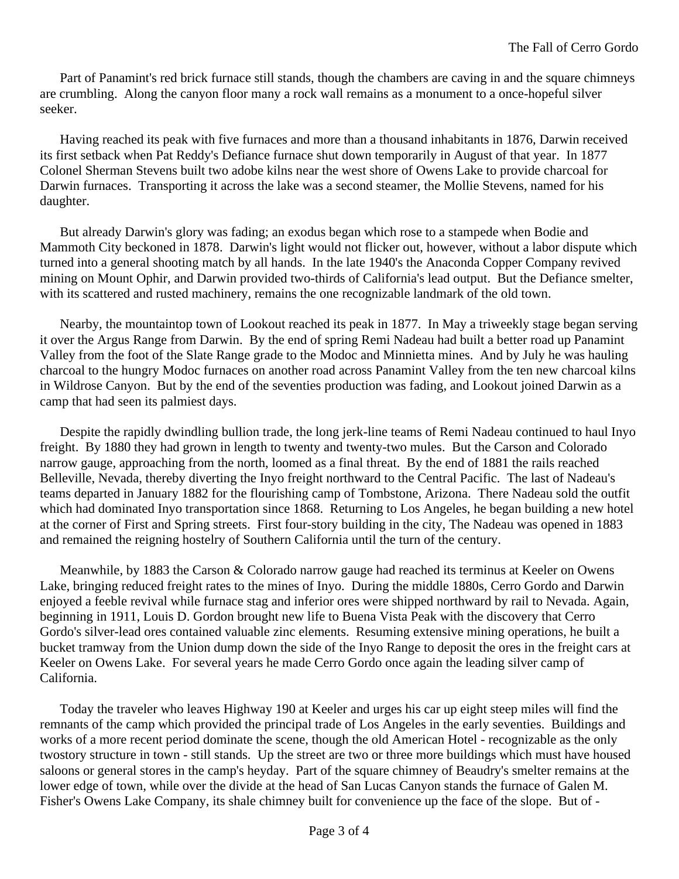Part of Panamint's red brick furnace still stands, though the chambers are caving in and the square chimneys are crumbling. Along the canyon floor many a rock wall remains as a monument to a once-hopeful silver seeker.

Having reached its peak with five furnaces and more than a thousand inhabitants in 1876, Darwin received its first setback when Pat Reddy's Defiance furnace shut down temporarily in August of that year. In 1877 Colonel Sherman Stevens built two adobe kilns near the west shore of Owens Lake to provide charcoal for Darwin furnaces. Transporting it across the lake was a second steamer, the Mollie Stevens, named for his daughter.

But already Darwin's glory was fading; an exodus began which rose to a stampede when Bodie and Mammoth City beckoned in 1878. Darwin's light would not flicker out, however, without a labor dispute which turned into a general shooting match by all hands. In the late 1940's the Anaconda Copper Company revived mining on Mount Ophir, and Darwin provided two-thirds of California's lead output. But the Defiance smelter, with its scattered and rusted machinery, remains the one recognizable landmark of the old town.

Nearby, the mountaintop town of Lookout reached its peak in 1877. In May a triweekly stage began serving it over the Argus Range from Darwin. By the end of spring Remi Nadeau had built a better road up Panamint Valley from the foot of the Slate Range grade to the Modoc and Minnietta mines. And by July he was hauling charcoal to the hungry Modoc furnaces on another road across Panamint Valley from the ten new charcoal kilns in Wildrose Canyon. But by the end of the seventies production was fading, and Lookout joined Darwin as a camp that had seen its palmiest days.

Despite the rapidly dwindling bullion trade, the long jerk-line teams of Remi Nadeau continued to haul Inyo freight. By 1880 they had grown in length to twenty and twenty-two mules. But the Carson and Colorado narrow gauge, approaching from the north, loomed as a final threat. By the end of 1881 the rails reached Belleville, Nevada, thereby diverting the Inyo freight northward to the Central Pacific. The last of Nadeau's teams departed in January 1882 for the flourishing camp of Tombstone, Arizona. There Nadeau sold the outfit which had dominated Inyo transportation since 1868. Returning to Los Angeles, he began building a new hotel at the corner of First and Spring streets. First four-story building in the city, The Nadeau was opened in 1883 and remained the reigning hostelry of Southern California until the turn of the century.

Meanwhile, by 1883 the Carson & Colorado narrow gauge had reached its terminus at Keeler on Owens Lake, bringing reduced freight rates to the mines of Inyo. During the middle 1880s, Cerro Gordo and Darwin enjoyed a feeble revival while furnace slag and inferior ores were shipped northward by rail to Nevada. Again, beginning in 1911, Louis D. Gordon brought new life to Buena Vista Peak with the discovery that Cerro Gordo's silver-lead ores contained valuable zinc elements. Resuming extensive mining operations, he built a bucket tramway from the Union dump down the side of the Inyo Range to deposit the ores in the freight cars at Keeler on Owens Lake. For several years he made Cerro Gordo once again the leading silver camp of California.

Today the traveler who leaves Highway 190 at Keeler and urges his car up eight steep miles will find the remnants of the camp which provided the principal trade of Los Angeles in the early seventies. Buildings and works of a more recent period dominate the scene, though the old American Hotel - recognizable as the only twostory structure in town - still stands. Up the street are two or three more buildings which must have housed saloons or general stores in the camp's heyday. Part of the square chimney of Beaudry's smelter remains at the lower edge of town, while over the divide at the head of San Lucas Canyon stands the furnace of Galen M. Fisher's Owens Lake Company, its shale chimney built for convenience up the face of the slope. But of -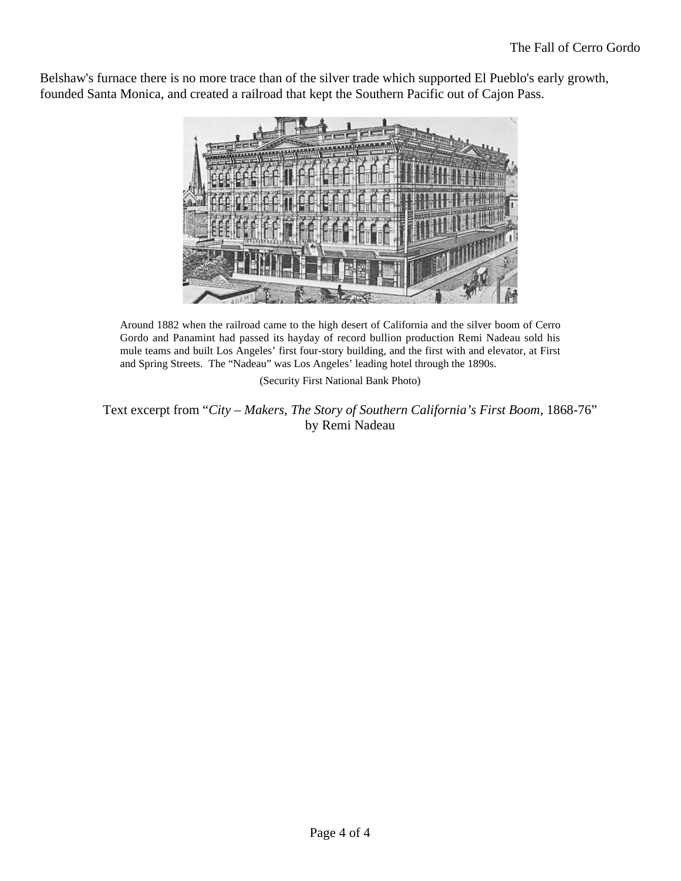Belshaw's furnace there is no more trace than of the silver trade which supported El Pueblo's early growth, founded Santa Monica, and created a railroad that kept the Southern Pacific out of Cajon Pass.

Around 1882 when the railroad came to the high desert of California and the silver boom of Cerro Gordo and Panamint had passed its hayday of record bullion production Remi Nadeau sold his mule teams and built Los Angeles' first four-story building, and the first with and elevator, at First and Spring Streets. The "Nadeau" was Los Angeles' leading hotel through the 1890s.

(Security First National Bank Photo)

Text excerpt from "*City – Makers, The Story of Southern California's First Boom*, 1868-76" by Remi Nadeau